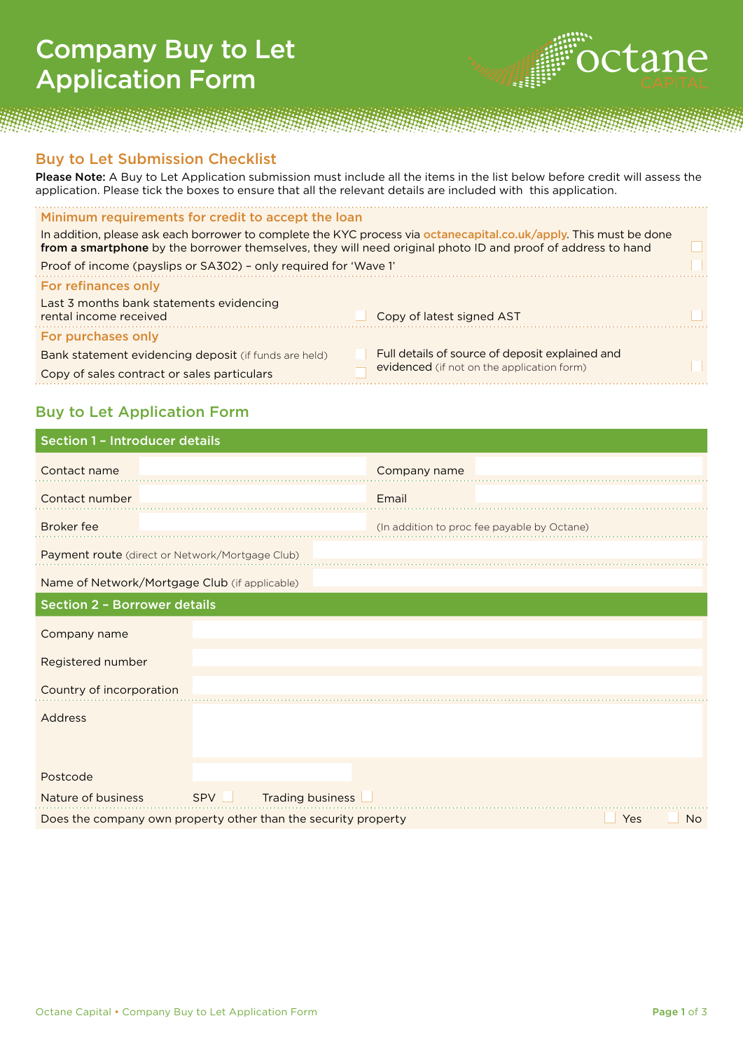# Company Buy to Let Application Form

## Buy to Let Submission Checklist

**Please Note:** A Buy to Let Application submission must include all the items in the list below before credit will assess the application. Please tick the boxes to ensure that all the relevant details are included with this application.

### Minimum requirements for credit to accept the loan

In addition, please ask each borrower to complete the KYC process via octanecapital.co.uk/apply. This must be done **from a smartphone** by the borrower themselves, they will need original photo ID and proof of address to hand ☐

Proof of income (payslips or SA302) – only required for 'Wave 1' ☐

### For refinances only

Last 3 months bank statements evidencing rental income received ☐

Copy of latest signed AST ☐

### For purchases only

Bank statement evidencing deposit (if funds are held) ☐

Copy of sales contract or sales particulars ☐

Full details of source of deposit explained and evidenced (if not on the application form) ☐

## Buy to Let Application Form

### Section 1 – Introducer details

| | | | |
|---|---|---|---|
| Contact name | | Company name | |
| Contact number | | Email | |
| Broker fee | | (In addition to proc fee payable by Octane) | |

Payment route (direct or Network/Mortgage Club):

Name of Network/Mortgage Club (if applicable):

### Section 2 – Borrower details

| | |
|---|---|
| Company name | |
| Registered number | |
| Country of incorporation | |
| Address | |
| Postcode | |

Nature of business: SPV ☐ Trading business ☐

Does the company own property other than the security property: ☐ Yes ☐ No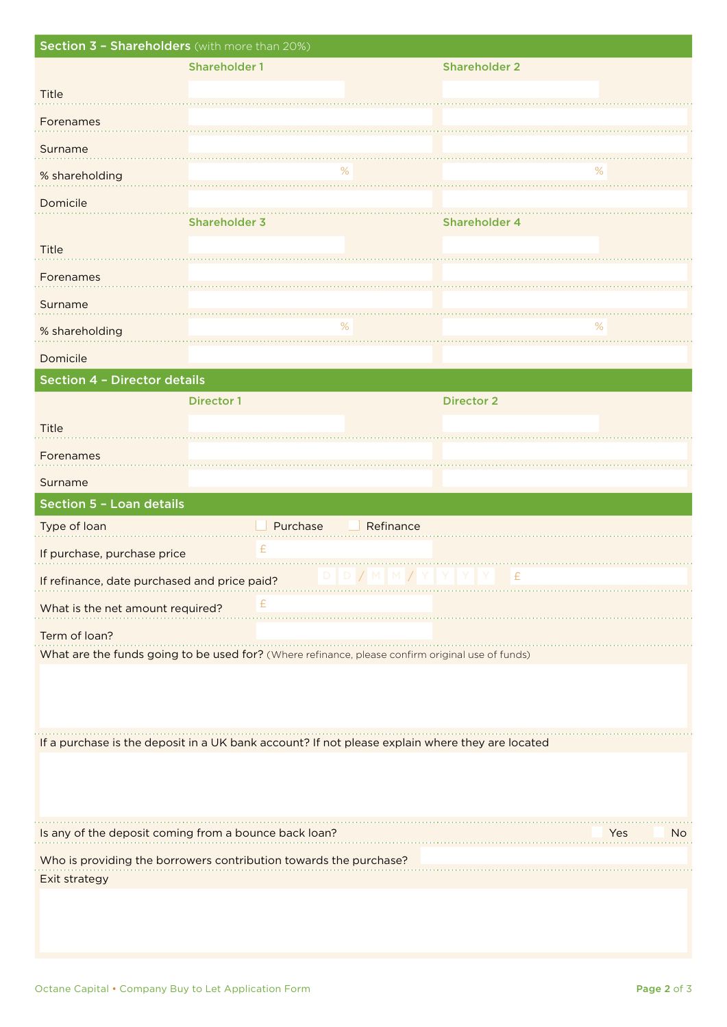## Section 3 – Shareholders (with more than 20%)

| | Shareholder 1 | Shareholder 2 |
|---|---|---|
| Title | | |
| Forenames | | |
| Surname | | |
| % shareholding | % | % |
| Domicile | | |

| | Shareholder 3 | Shareholder 4 |
|---|---|---|
| Title | | |
| Forenames | | |
| Surname | | |
| % shareholding | % | % |
| Domicile | | |

## Section 4 – Director details

| | Director 1 | Director 2 |
|---|---|---|
| Title | | |
| Forenames | | |
| Surname | | |

## Section 5 – Loan details

Type of loan ☐ Purchase ☐ Refinance

If purchase, purchase price £

If refinance, date purchased and price paid? D D / M M / Y Y Y Y £

What is the net amount required? £

Term of loan?

What are the funds going to be used for? (Where refinance, please confirm original use of funds)

If a purchase is the deposit in a UK bank account? If not please explain where they are located

Is any of the deposit coming from a bounce back loan? ☐ Yes ☐ No

Who is providing the borrowers contribution towards the purchase?

Exit strategy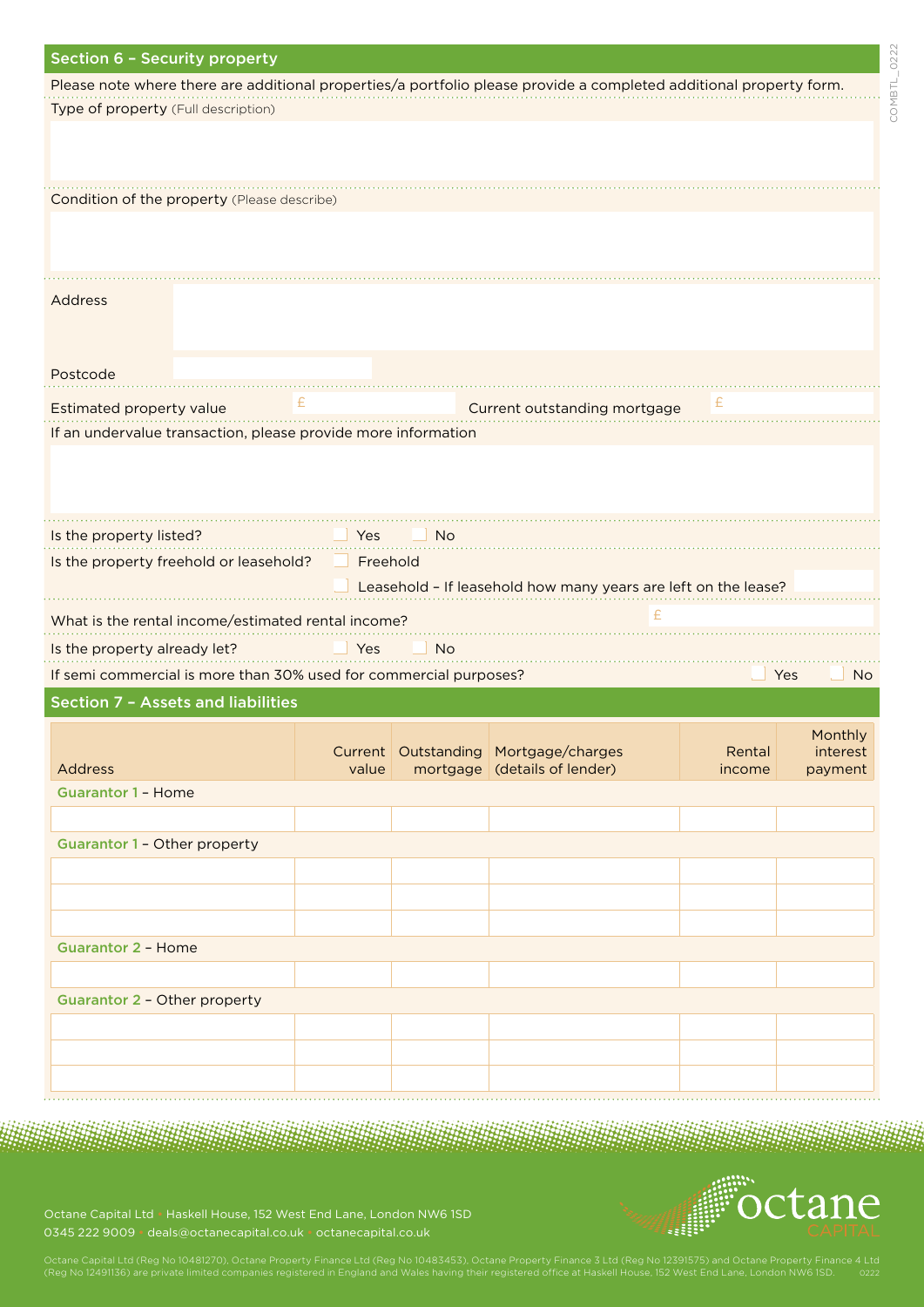## Section 6 – Security property

Please note where there are additional properties/a portfolio please provide a completed additional property form.

Type of property (Full description)

Condition of the property (Please describe)

Address

Postcode

Estimated property value £

Current outstanding mortgage £

If an undervalue transaction, please provide more information

Is the property listed? ☐ Yes ☐ No

Is the property freehold or leasehold? ☐ Freehold

☐ Leasehold – If leasehold how many years are left on the lease?

What is the rental income/estimated rental income? £

Is the property already let? ☐ Yes ☐ No

If semi commercial is more than 30% used for commercial purposes? ☐ Yes ☐ No

## Section 7 – Assets and liabilities

| Address | Current value | Outstanding mortgage | Mortgage/charges (details of lender) | Rental income | Monthly interest payment |
|---|---|---|---|---|---|
| **Guarantor 1** – Home | | | | | |
| | | | | | |
| **Guarantor 1** – Other property | | | | | |
| | | | | | |
| | | | | | |
| | | | | | |
| **Guarantor 2** – Home | | | | | |
| | | | | | |
| **Guarantor 2** – Other property | | | | | |
| | | | | | |
| | | | | | |
| | | | | | |

Octane Capital Ltd • Haskell House, 152 West End Lane, London NW6 1SD
0345 222 9009 • deals@octanecapital.co.uk • octanecapital.co.uk

octane CAPITAL

Octane Capital Ltd (Reg No 10481270), Octane Property Finance Ltd (Reg No 10483453), Octane Property Finance 3 Ltd (Reg No 12391575) and Octane Property Finance 4 Ltd (Reg No 12491136) are private limited companies registered in England and Wales having their registered office at Haskell House, 152 West End Lane, London NW6 1SD.